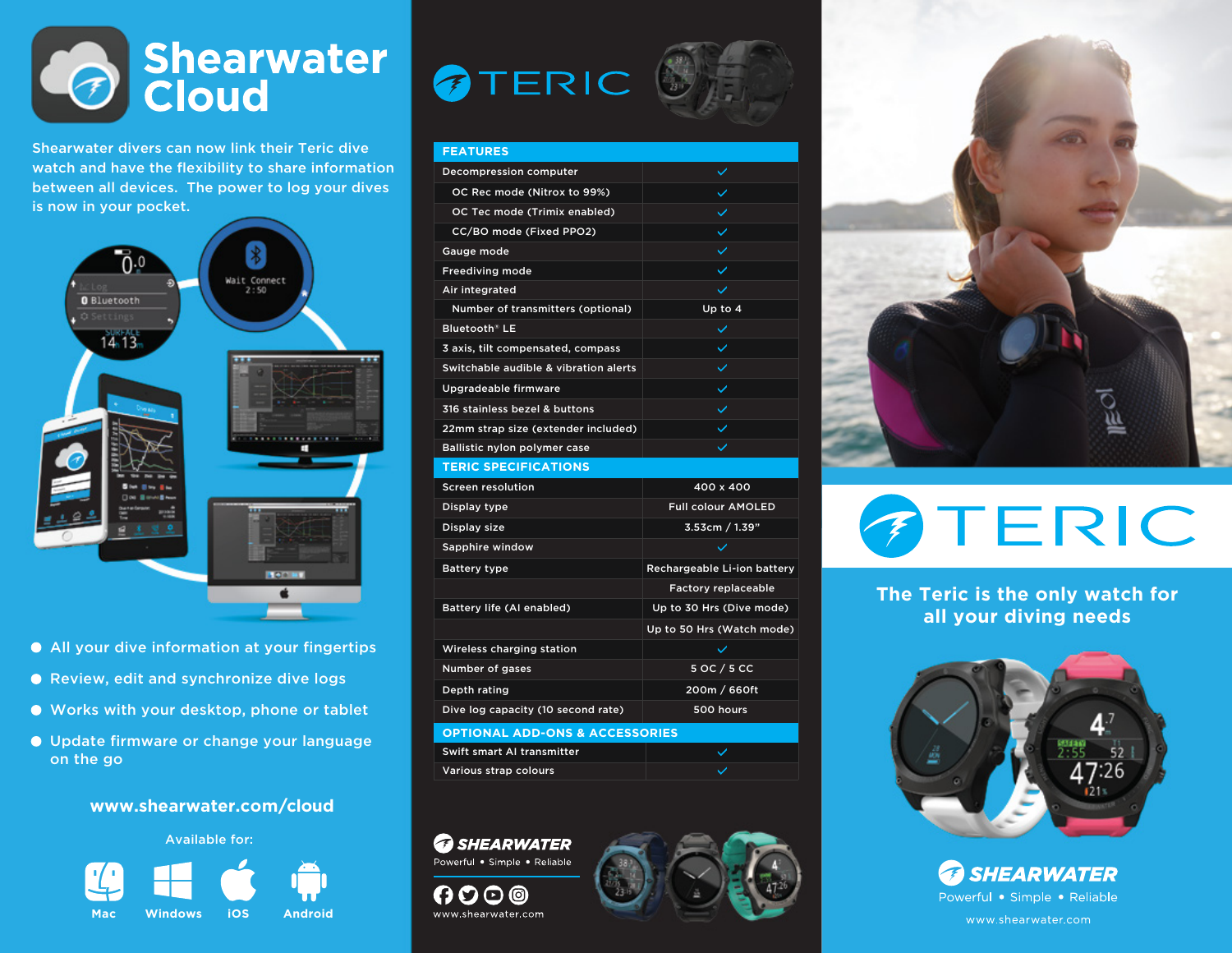# Shearwater Cloud

Shearwater divers can now link their Teric dive watch and have the flexibility to share information between all devices. The power to log your dives is now in your pocket.

- All your dive information at your fingertips
- Review, edit and synchronize dive logs
- Works with your desktop, phone or tablet
- Update firmware or change your language on the go

**www.shearwater.com/cloud**

Available for:

Mac · Windows · iOS · Android

# TERIC

| FEATURES | |
|---|---|
| Decompression computer | ✓ |
| OC Rec mode (Nitrox to 99%) | ✓ |
| OC Tec mode (Trimix enabled) | ✓ |
| CC/BO mode (Fixed PPO2) | ✓ |
| Gauge mode | ✓ |
| Freediving mode | ✓ |
| Air integrated | ✓ |
| Number of transmitters (optional) | Up to 4 |
| Bluetooth® LE | ✓ |
| 3 axis, tilt compensated, compass | ✓ |
| Switchable audible & vibration alerts | ✓ |
| Upgradeable firmware | ✓ |
| 316 stainless bezel & buttons | ✓ |
| 22mm strap size (extender included) | ✓ |
| Ballistic nylon polymer case | ✓ |
| **TERIC SPECIFICATIONS** | |
| Screen resolution | 400 x 400 |
| Display type | Full colour AMOLED |
| Display size | 3.53cm / 1.39" |
| Sapphire window | ✓ |
| Battery type | Rechargeable Li-ion battery |
| | Factory replaceable |
| Battery life (AI enabled) | Up to 30 Hrs (Dive mode) |
| | Up to 50 Hrs (Watch mode) |
| Wireless charging station | ✓ |
| Number of gases | 5 OC / 5 CC |
| Depth rating | 200m / 660ft |
| Dive log capacity (10 second rate) | 500 hours |
| **OPTIONAL ADD-ONS & ACCESSORIES** | |
| Swift smart AI transmitter | ✓ |
| Various strap colours | ✓ |

**SHEARWATER**
Powerful • Simple • Reliable

www.shearwater.com

# TERIC

## The Teric is the only watch for all your diving needs

**SHEARWATER**
Powerful • Simple • Reliable

www.shearwater.com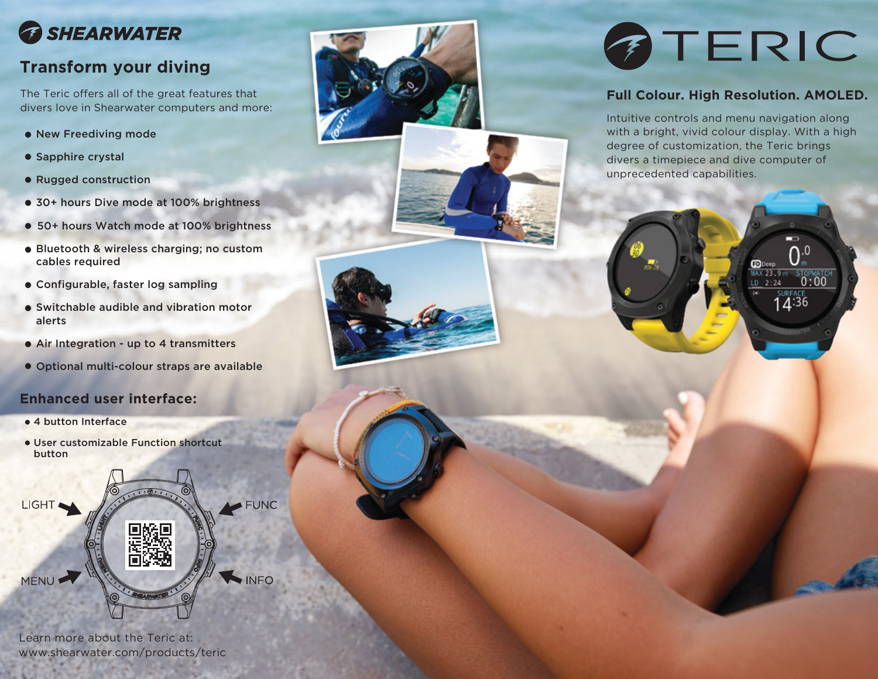SHEARWATER

## Transform your diving

The Teric offers all of the great features that divers love in Shearwater computers and more:

- New Freediving mode
- Sapphire crystal
- Rugged construction
- 30+ hours Dive mode at 100% brightness
- 50+ hours Watch mode at 100% brightness
- Bluetooth & wireless charging; no custom cables required
- Configurable, faster log sampling
- Switchable audible and vibration motor alerts
- Air Integration - up to 4 transmitters
- Optional multi-colour straps are available

## Enhanced user interface:

- 4 button Interface
- User customizable Function shortcut button

LIGHT

FUNC

MENU

INFO

Learn more about the Teric at:
www.shearwater.com/products/teric

# TERIC

### Full Colour. High Resolution. AMOLED.

Intuitive controls and menu navigation along with a bright, vivid colour display. With a high degree of customization, the Teric brings divers a timepiece and dive computer of unprecedented capabilities.